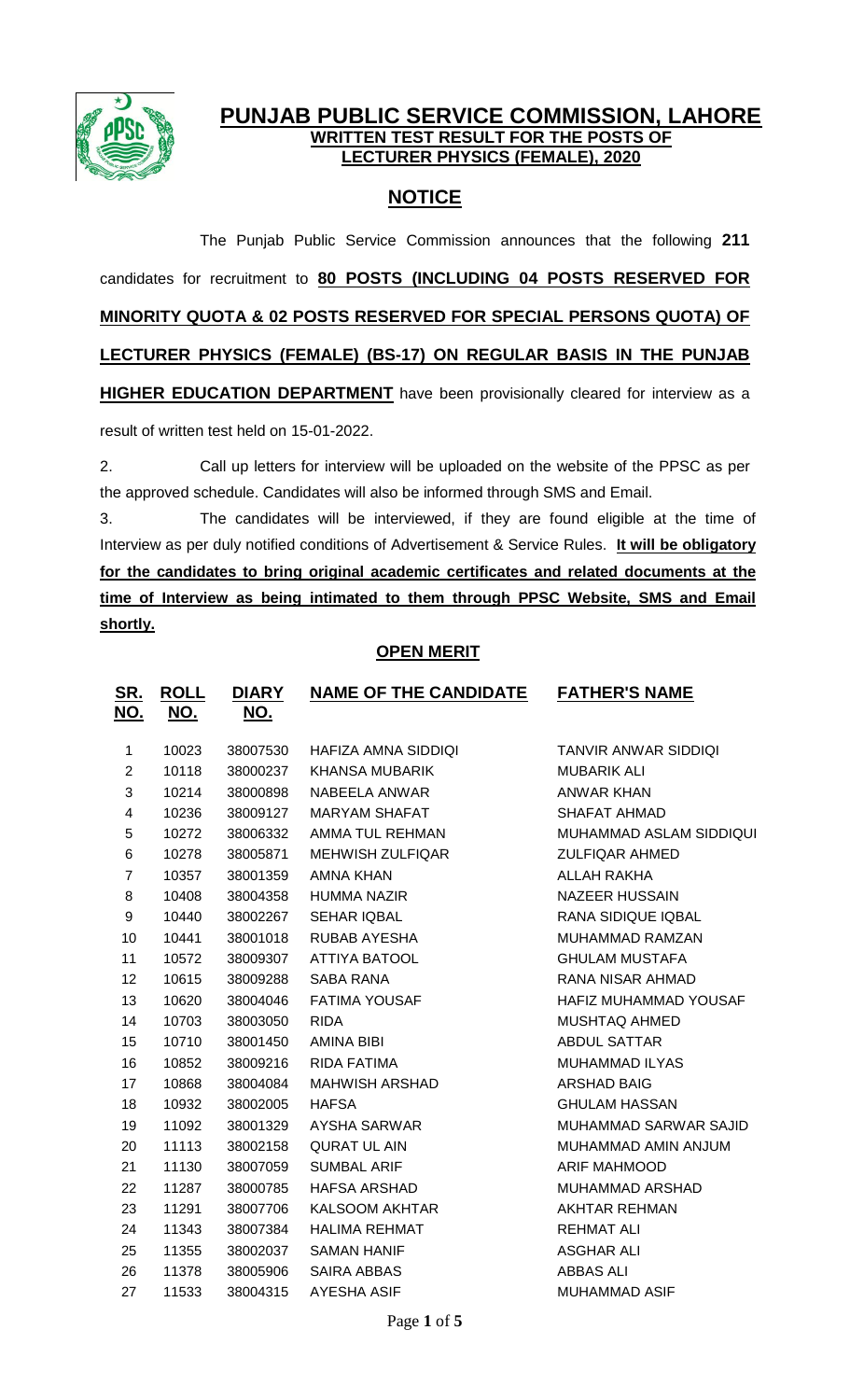# PUNJAB PUBLIC SERVICE COMMISSION, LAHORE

## WRITTEN TEST RESULT FOR THE POSTS OF LECTURER PHYSICS (FEMALE), 2020

## NOTICE

The Punjab Public Service Commission announces that the following **211** candidates for recruitment to **80 POSTS (INCLUDING 04 POSTS RESERVED FOR MINORITY QUOTA & 02 POSTS RESERVED FOR SPECIAL PERSONS QUOTA) OF LECTURER PHYSICS (FEMALE) (BS-17) ON REGULAR BASIS IN THE PUNJAB HIGHER EDUCATION DEPARTMENT** have been provisionally cleared for interview as a result of written test held on 15-01-2022.

2. Call up letters for interview will be uploaded on the website of the PPSC as per the approved schedule. Candidates will also be informed through SMS and Email.

3. The candidates will be interviewed, if they are found eligible at the time of Interview as per duly notified conditions of Advertisement & Service Rules. **It will be obligatory for the candidates to bring original academic certificates and related documents at the time of Interview as being intimated to them through PPSC Website, SMS and Email shortly.**

### OPEN MERIT

| SR. NO. | ROLL NO. | DIARY NO. | NAME OF THE CANDIDATE | FATHER'S NAME |
|---|---|---|---|---|
| 1 | 10023 | 38007530 | HAFIZA AMNA SIDDIQI | TANVIR ANWAR SIDDIQI |
| 2 | 10118 | 38000237 | KHANSA MUBARIK | MUBARIK ALI |
| 3 | 10214 | 38000898 | NABEELA ANWAR | ANWAR KHAN |
| 4 | 10236 | 38009127 | MARYAM SHAFAT | SHAFAT AHMAD |
| 5 | 10272 | 38006332 | AMMA TUL REHMAN | MUHAMMAD ASLAM SIDDIQUI |
| 6 | 10278 | 38005871 | MEHWISH ZULFIQAR | ZULFIQAR AHMED |
| 7 | 10357 | 38001359 | AMNA KHAN | ALLAH RAKHA |
| 8 | 10408 | 38004358 | HUMMA NAZIR | NAZEER HUSSAIN |
| 9 | 10440 | 38002267 | SEHAR IQBAL | RANA SIDIQUE IQBAL |
| 10 | 10441 | 38001018 | RUBAB AYESHA | MUHAMMAD RAMZAN |
| 11 | 10572 | 38009307 | ATTIYA BATOOL | GHULAM MUSTAFA |
| 12 | 10615 | 38009288 | SABA RANA | RANA NISAR AHMAD |
| 13 | 10620 | 38004046 | FATIMA YOUSAF | HAFIZ MUHAMMAD YOUSAF |
| 14 | 10703 | 38003050 | RIDA | MUSHTAQ AHMED |
| 15 | 10710 | 38001450 | AMINA BIBI | ABDUL SATTAR |
| 16 | 10852 | 38009216 | RIDA FATIMA | MUHAMMAD ILYAS |
| 17 | 10868 | 38004084 | MAHWISH ARSHAD | ARSHAD BAIG |
| 18 | 10932 | 38002005 | HAFSA | GHULAM HASSAN |
| 19 | 11092 | 38001329 | AYSHA SARWAR | MUHAMMAD SARWAR SAJID |
| 20 | 11113 | 38002158 | QURAT UL AIN | MUHAMMAD AMIN ANJUM |
| 21 | 11130 | 38007059 | SUMBAL ARIF | ARIF MAHMOOD |
| 22 | 11287 | 38000785 | HAFSA ARSHAD | MUHAMMAD ARSHAD |
| 23 | 11291 | 38007706 | KALSOOM AKHTAR | AKHTAR REHMAN |
| 24 | 11343 | 38007384 | HALIMA REHMAT | REHMAT ALI |
| 25 | 11355 | 38002037 | SAMAN HANIF | ASGHAR ALI |
| 26 | 11378 | 38005906 | SAIRA ABBAS | ABBAS ALI |
| 27 | 11533 | 38004315 | AYESHA ASIF | MUHAMMAD ASIF |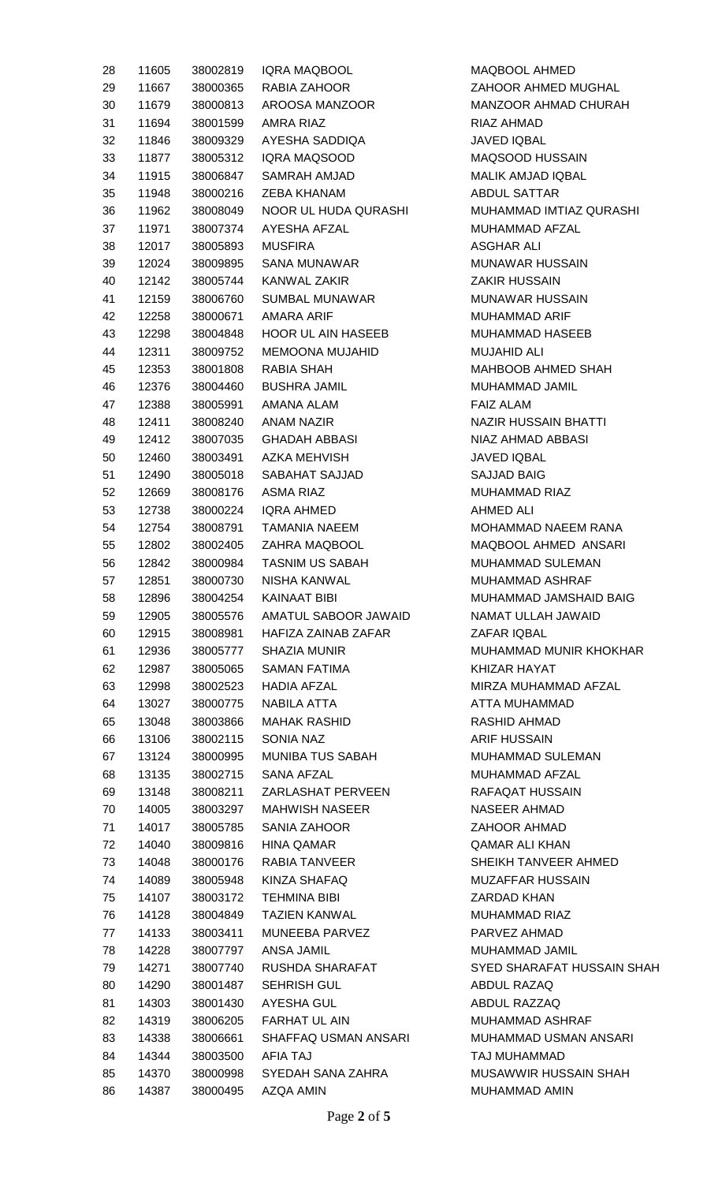| | | | | |
|---|---|---|---|---|
| 28 | 11605 | 38002819 | IQRA MAQBOOL | MAQBOOL AHMED |
| 29 | 11667 | 38000365 | RABIA ZAHOOR | ZAHOOR AHMED MUGHAL |
| 30 | 11679 | 38000813 | AROOSA MANZOOR | MANZOOR AHMAD CHURAH |
| 31 | 11694 | 38001599 | AMRA RIAZ | RIAZ AHMAD |
| 32 | 11846 | 38009329 | AYESHA SADDIQA | JAVED IQBAL |
| 33 | 11877 | 38005312 | IQRA MAQSOOD | MAQSOOD HUSSAIN |
| 34 | 11915 | 38006847 | SAMRAH AMJAD | MALIK AMJAD IQBAL |
| 35 | 11948 | 38000216 | ZEBA KHANAM | ABDUL SATTAR |
| 36 | 11962 | 38008049 | NOOR UL HUDA QURASHI | MUHAMMAD IMTIAZ QURASHI |
| 37 | 11971 | 38007374 | AYESHA AFZAL | MUHAMMAD AFZAL |
| 38 | 12017 | 38005893 | MUSFIRA | ASGHAR ALI |
| 39 | 12024 | 38009895 | SANA MUNAWAR | MUNAWAR HUSSAIN |
| 40 | 12142 | 38005744 | KANWAL ZAKIR | ZAKIR HUSSAIN |
| 41 | 12159 | 38006760 | SUMBAL MUNAWAR | MUNAWAR HUSSAIN |
| 42 | 12258 | 38000671 | AMARA ARIF | MUHAMMAD ARIF |
| 43 | 12298 | 38004848 | HOOR UL AIN HASEEB | MUHAMMAD HASEEB |
| 44 | 12311 | 38009752 | MEMOONA MUJAHID | MUJAHID ALI |
| 45 | 12353 | 38001808 | RABIA SHAH | MAHBOOB AHMED SHAH |
| 46 | 12376 | 38004460 | BUSHRA JAMIL | MUHAMMAD JAMIL |
| 47 | 12388 | 38005991 | AMANA ALAM | FAIZ ALAM |
| 48 | 12411 | 38008240 | ANAM NAZIR | NAZIR HUSSAIN BHATTI |
| 49 | 12412 | 38007035 | GHADAH ABBASI | NIAZ AHMAD ABBASI |
| 50 | 12460 | 38003491 | AZKA MEHVISH | JAVED IQBAL |
| 51 | 12490 | 38005018 | SABAHAT SAJJAD | SAJJAD BAIG |
| 52 | 12669 | 38008176 | ASMA RIAZ | MUHAMMAD RIAZ |
| 53 | 12738 | 38000224 | IQRA AHMED | AHMED ALI |
| 54 | 12754 | 38008791 | TAMANIA NAEEM | MOHAMMAD NAEEM RANA |
| 55 | 12802 | 38002405 | ZAHRA MAQBOOL | MAQBOOL AHMED ANSARI |
| 56 | 12842 | 38000984 | TASNIM US SABAH | MUHAMMAD SULEMAN |
| 57 | 12851 | 38000730 | NISHA KANWAL | MUHAMMAD ASHRAF |
| 58 | 12896 | 38004254 | KAINAAT BIBI | MUHAMMAD JAMSHAID BAIG |
| 59 | 12905 | 38005576 | AMATUL SABOOR JAWAID | NAMAT ULLAH JAWAID |
| 60 | 12915 | 38008981 | HAFIZA ZAINAB ZAFAR | ZAFAR IQBAL |
| 61 | 12936 | 38005777 | SHAZIA MUNIR | MUHAMMAD MUNIR KHOKHAR |
| 62 | 12987 | 38005065 | SAMAN FATIMA | KHIZAR HAYAT |
| 63 | 12998 | 38002523 | HADIA AFZAL | MIRZA MUHAMMAD AFZAL |
| 64 | 13027 | 38000775 | NABILA ATTA | ATTA MUHAMMAD |
| 65 | 13048 | 38003866 | MAHAK RASHID | RASHID AHMAD |
| 66 | 13106 | 38002115 | SONIA NAZ | ARIF HUSSAIN |
| 67 | 13124 | 38000995 | MUNIBA TUS SABAH | MUHAMMAD SULEMAN |
| 68 | 13135 | 38002715 | SANA AFZAL | MUHAMMAD AFZAL |
| 69 | 13148 | 38008211 | ZARLASHAT PERVEEN | RAFAQAT HUSSAIN |
| 70 | 14005 | 38003297 | MAHWISH NASEER | NASEER AHMAD |
| 71 | 14017 | 38005785 | SANIA ZAHOOR | ZAHOOR AHMAD |
| 72 | 14040 | 38009816 | HINA QAMAR | QAMAR ALI KHAN |
| 73 | 14048 | 38000176 | RABIA TANVEER | SHEIKH TANVEER AHMED |
| 74 | 14089 | 38005948 | KINZA SHAFAQ | MUZAFFAR HUSSAIN |
| 75 | 14107 | 38003172 | TEHMINA BIBI | ZARDAD KHAN |
| 76 | 14128 | 38004849 | TAZIEN KANWAL | MUHAMMAD RIAZ |
| 77 | 14133 | 38003411 | MUNEEBA PARVEZ | PARVEZ AHMAD |
| 78 | 14228 | 38007797 | ANSA JAMIL | MUHAMMAD JAMIL |
| 79 | 14271 | 38007740 | RUSHDA SHARAFAT | SYED SHARAFAT HUSSAIN SHAH |
| 80 | 14290 | 38001487 | SEHRISH GUL | ABDUL RAZAQ |
| 81 | 14303 | 38001430 | AYESHA GUL | ABDUL RAZZAQ |
| 82 | 14319 | 38006205 | FARHAT UL AIN | MUHAMMAD ASHRAF |
| 83 | 14338 | 38006661 | SHAFFAQ USMAN ANSARI | MUHAMMAD USMAN ANSARI |
| 84 | 14344 | 38003500 | AFIA TAJ | TAJ MUHAMMAD |
| 85 | 14370 | 38000998 | SYEDAH SANA ZAHRA | MUSAWWIR HUSSAIN SHAH |
| 86 | 14387 | 38000495 | AZQA AMIN | MUHAMMAD AMIN |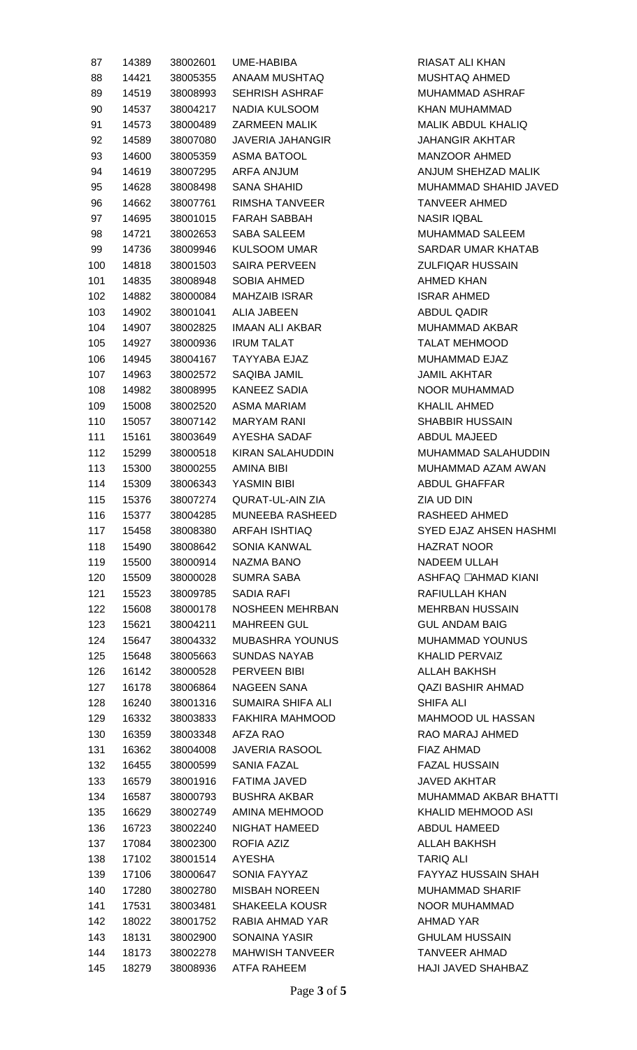| | | | | |
|---|---|---|---|---|
| 87 | 14389 | 38002601 | UME-HABIBA | RIASAT ALI KHAN |
| 88 | 14421 | 38005355 | ANAAM MUSHTAQ | MUSHTAQ AHMED |
| 89 | 14519 | 38008993 | SEHRISH ASHRAF | MUHAMMAD ASHRAF |
| 90 | 14537 | 38004217 | NADIA KULSOOM | KHAN MUHAMMAD |
| 91 | 14573 | 38000489 | ZARMEEN MALIK | MALIK ABDUL KHALIQ |
| 92 | 14589 | 38007080 | JAVERIA JAHANGIR | JAHANGIR AKHTAR |
| 93 | 14600 | 38005359 | ASMA BATOOL | MANZOOR AHMED |
| 94 | 14619 | 38007295 | ARFA ANJUM | ANJUM SHEHZAD MALIK |
| 95 | 14628 | 38008498 | SANA SHAHID | MUHAMMAD SHAHID JAVED |
| 96 | 14662 | 38007761 | RIMSHA TANVEER | TANVEER AHMED |
| 97 | 14695 | 38001015 | FARAH SABBAH | NASIR IQBAL |
| 98 | 14721 | 38002653 | SABA SALEEM | MUHAMMAD SALEEM |
| 99 | 14736 | 38009946 | KULSOOM UMAR | SARDAR UMAR KHATAB |
| 100 | 14818 | 38001503 | SAIRA PERVEEN | ZULFIQAR HUSSAIN |
| 101 | 14835 | 38008948 | SOBIA AHMED | AHMED KHAN |
| 102 | 14882 | 38000084 | MAHZAIB ISRAR | ISRAR AHMED |
| 103 | 14902 | 38001041 | ALIA JABEEN | ABDUL QADIR |
| 104 | 14907 | 38002825 | IMAAN ALI AKBAR | MUHAMMAD AKBAR |
| 105 | 14927 | 38000936 | IRUM TALAT | TALAT MEHMOOD |
| 106 | 14945 | 38004167 | TAYYABA EJAZ | MUHAMMAD EJAZ |
| 107 | 14963 | 38002572 | SAQIBA JAMIL | JAMIL AKHTAR |
| 108 | 14982 | 38008995 | KANEEZ SADIA | NOOR MUHAMMAD |
| 109 | 15008 | 38002520 | ASMA MARIAM | KHALIL AHMED |
| 110 | 15057 | 38007142 | MARYAM RANI | SHABBIR HUSSAIN |
| 111 | 15161 | 38003649 | AYESHA SADAF | ABDUL MAJEED |
| 112 | 15299 | 38000518 | KIRAN SALAHUDDIN | MUHAMMAD SALAHUDDIN |
| 113 | 15300 | 38000255 | AMINA BIBI | MUHAMMAD AZAM AWAN |
| 114 | 15309 | 38006343 | YASMIN BIBI | ABDUL GHAFFAR |
| 115 | 15376 | 38007274 | QURAT-UL-AIN ZIA | ZIA UD DIN |
| 116 | 15377 | 38004285 | MUNEEBA RASHEED | RASHEED AHMED |
| 117 | 15458 | 38008380 | ARFAH ISHTIAQ | SYED EJAZ AHSEN HASHMI |
| 118 | 15490 | 38008642 | SONIA KANWAL | HAZRAT NOOR |
| 119 | 15500 | 38000914 | NAZMA BANO | NADEEM ULLAH |
| 120 | 15509 | 38000028 | SUMRA SABA | ASHFAQ AHMAD KIANI |
| 121 | 15523 | 38009785 | SADIA RAFI | RAFIULLAH KHAN |
| 122 | 15608 | 38000178 | NOSHEEN MEHRBAN | MEHRBAN HUSSAIN |
| 123 | 15621 | 38004211 | MAHREEN GUL | GUL ANDAM BAIG |
| 124 | 15647 | 38004332 | MUBASHRA YOUNUS | MUHAMMAD YOUNUS |
| 125 | 15648 | 38005663 | SUNDAS NAYAB | KHALID PERVAIZ |
| 126 | 16142 | 38000528 | PERVEEN BIBI | ALLAH BAKHSH |
| 127 | 16178 | 38006864 | NAGEEN SANA | QAZI BASHIR AHMAD |
| 128 | 16240 | 38001316 | SUMAIRA SHIFA ALI | SHIFA ALI |
| 129 | 16332 | 38003833 | FAKHIRA MAHMOOD | MAHMOOD UL HASSAN |
| 130 | 16359 | 38003348 | AFZA RAO | RAO MARAJ AHMED |
| 131 | 16362 | 38004008 | JAVERIA RASOOL | FIAZ AHMAD |
| 132 | 16455 | 38000599 | SANIA FAZAL | FAZAL HUSSAIN |
| 133 | 16579 | 38001916 | FATIMA JAVED | JAVED AKHTAR |
| 134 | 16587 | 38000793 | BUSHRA AKBAR | MUHAMMAD AKBAR BHATTI |
| 135 | 16629 | 38002749 | AMINA MEHMOOD | KHALID MEHMOOD ASI |
| 136 | 16723 | 38002240 | NIGHAT HAMEED | ABDUL HAMEED |
| 137 | 17084 | 38002300 | ROFIA AZIZ | ALLAH BAKHSH |
| 138 | 17102 | 38001514 | AYESHA | TARIQ ALI |
| 139 | 17106 | 38000647 | SONIA FAYYAZ | FAYYAZ HUSSAIN SHAH |
| 140 | 17280 | 38002780 | MISBAH NOREEN | MUHAMMAD SHARIF |
| 141 | 17531 | 38003481 | SHAKEELA KOUSR | NOOR MUHAMMAD |
| 142 | 18022 | 38001752 | RABIA AHMAD YAR | AHMAD YAR |
| 143 | 18131 | 38002900 | SONAINA YASIR | GHULAM HUSSAIN |
| 144 | 18173 | 38002278 | MAHWISH TANVEER | TANVEER AHMAD |
| 145 | 18279 | 38008936 | ATFA RAHEEM | HAJI JAVED SHAHBAZ |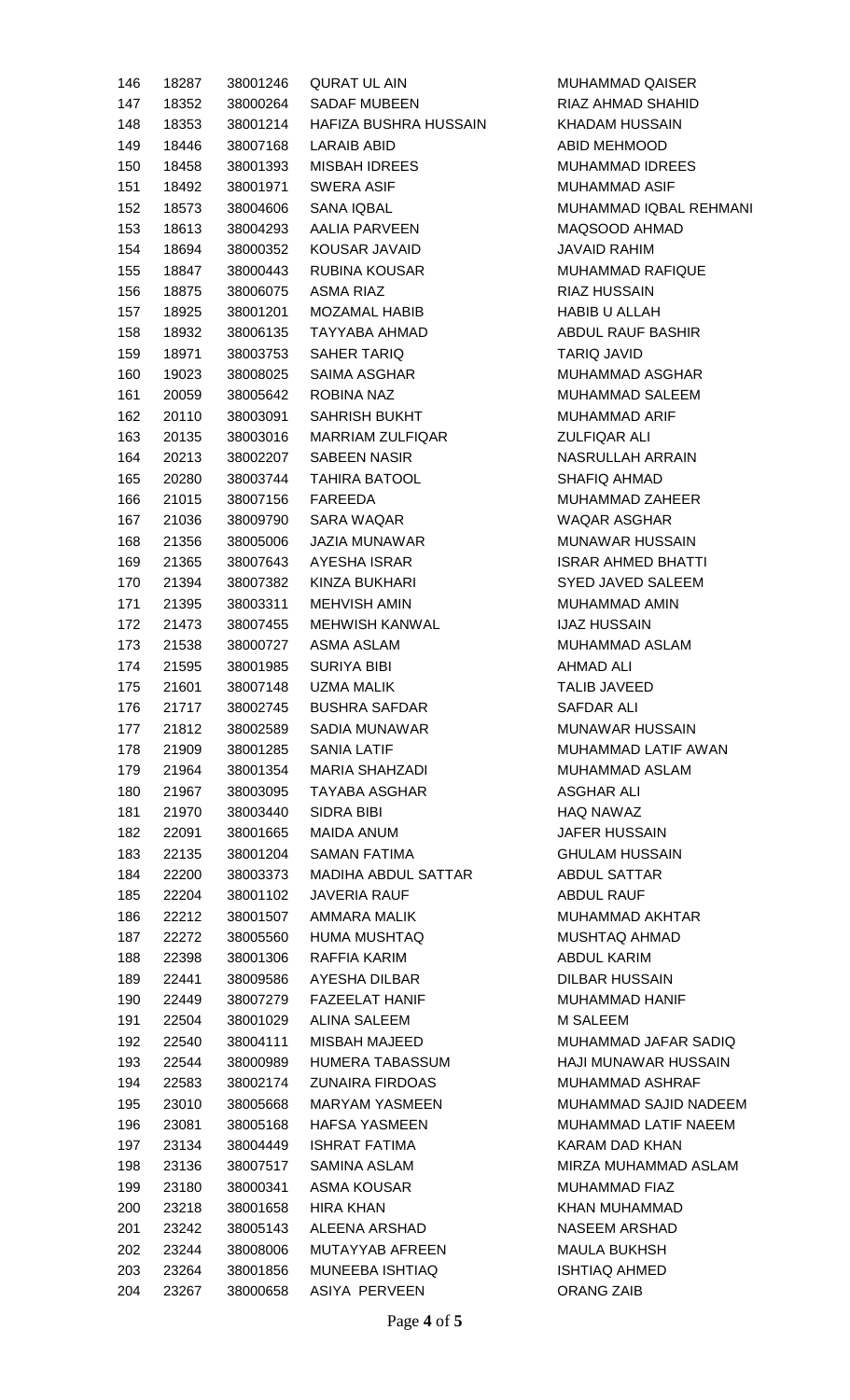| | | | | |
|---|---|---|---|---|
| 146 | 18287 | 38001246 | QURAT UL AIN | MUHAMMAD QAISER |
| 147 | 18352 | 38000264 | SADAF MUBEEN | RIAZ AHMAD SHAHID |
| 148 | 18353 | 38001214 | HAFIZA BUSHRA HUSSAIN | KHADAM HUSSAIN |
| 149 | 18446 | 38007168 | LARAIB ABID | ABID MEHMOOD |
| 150 | 18458 | 38001393 | MISBAH IDREES | MUHAMMAD IDREES |
| 151 | 18492 | 38001971 | SWERA ASIF | MUHAMMAD ASIF |
| 152 | 18573 | 38004606 | SANA IQBAL | MUHAMMAD IQBAL REHMANI |
| 153 | 18613 | 38004293 | AALIA PARVEEN | MAQSOOD AHMAD |
| 154 | 18694 | 38000352 | KOUSAR JAVAID | JAVAID RAHIM |
| 155 | 18847 | 38000443 | RUBINA KOUSAR | MUHAMMAD RAFIQUE |
| 156 | 18875 | 38006075 | ASMA RIAZ | RIAZ HUSSAIN |
| 157 | 18925 | 38001201 | MOZAMAL HABIB | HABIB U ALLAH |
| 158 | 18932 | 38006135 | TAYYABA AHMAD | ABDUL RAUF BASHIR |
| 159 | 18971 | 38003753 | SAHER TARIQ | TARIQ JAVID |
| 160 | 19023 | 38008025 | SAIMA ASGHAR | MUHAMMAD ASGHAR |
| 161 | 20059 | 38005642 | ROBINA NAZ | MUHAMMAD SALEEM |
| 162 | 20110 | 38003091 | SAHRISH BUKHT | MUHAMMAD ARIF |
| 163 | 20135 | 38003016 | MARRIAM ZULFIQAR | ZULFIQAR ALI |
| 164 | 20213 | 38002207 | SABEEN NASIR | NASRULLAH ARRAIN |
| 165 | 20280 | 38003744 | TAHIRA BATOOL | SHAFIQ AHMAD |
| 166 | 21015 | 38007156 | FAREEDA | MUHAMMAD ZAHEER |
| 167 | 21036 | 38009790 | SARA WAQAR | WAQAR ASGHAR |
| 168 | 21356 | 38005006 | JAZIA MUNAWAR | MUNAWAR HUSSAIN |
| 169 | 21365 | 38007643 | AYESHA ISRAR | ISRAR AHMED BHATTI |
| 170 | 21394 | 38007382 | KINZA BUKHARI | SYED JAVED SALEEM |
| 171 | 21395 | 38003311 | MEHVISH AMIN | MUHAMMAD AMIN |
| 172 | 21473 | 38007455 | MEHWISH KANWAL | IJAZ HUSSAIN |
| 173 | 21538 | 38000727 | ASMA ASLAM | MUHAMMAD ASLAM |
| 174 | 21595 | 38001985 | SURIYA BIBI | AHMAD ALI |
| 175 | 21601 | 38007148 | UZMA MALIK | TALIB JAVEED |
| 176 | 21717 | 38002745 | BUSHRA SAFDAR | SAFDAR ALI |
| 177 | 21812 | 38002589 | SADIA MUNAWAR | MUNAWAR HUSSAIN |
| 178 | 21909 | 38001285 | SANIA LATIF | MUHAMMAD LATIF AWAN |
| 179 | 21964 | 38001354 | MARIA SHAHZADI | MUHAMMAD ASLAM |
| 180 | 21967 | 38003095 | TAYABA ASGHAR | ASGHAR ALI |
| 181 | 21970 | 38003440 | SIDRA BIBI | HAQ NAWAZ |
| 182 | 22091 | 38001665 | MAIDA ANUM | JAFER HUSSAIN |
| 183 | 22135 | 38001204 | SAMAN FATIMA | GHULAM HUSSAIN |
| 184 | 22200 | 38003373 | MADIHA ABDUL SATTAR | ABDUL SATTAR |
| 185 | 22204 | 38001102 | JAVERIA RAUF | ABDUL RAUF |
| 186 | 22212 | 38001507 | AMMARA MALIK | MUHAMMAD AKHTAR |
| 187 | 22272 | 38005560 | HUMA MUSHTAQ | MUSHTAQ AHMAD |
| 188 | 22398 | 38001306 | RAFFIA KARIM | ABDUL KARIM |
| 189 | 22441 | 38009586 | AYESHA DILBAR | DILBAR HUSSAIN |
| 190 | 22449 | 38007279 | FAZEELAT HANIF | MUHAMMAD HANIF |
| 191 | 22504 | 38001029 | ALINA SALEEM | M SALEEM |
| 192 | 22540 | 38004111 | MISBAH MAJEED | MUHAMMAD JAFAR SADIQ |
| 193 | 22544 | 38000989 | HUMERA TABASSUM | HAJI MUNAWAR HUSSAIN |
| 194 | 22583 | 38002174 | ZUNAIRA FIRDOAS | MUHAMMAD ASHRAF |
| 195 | 23010 | 38005668 | MARYAM YASMEEN | MUHAMMAD SAJID NADEEM |
| 196 | 23081 | 38005168 | HAFSA YASMEEN | MUHAMMAD LATIF NAEEM |
| 197 | 23134 | 38004449 | ISHRAT FATIMA | KARAM DAD KHAN |
| 198 | 23136 | 38007517 | SAMINA ASLAM | MIRZA MUHAMMAD ASLAM |
| 199 | 23180 | 38000341 | ASMA KOUSAR | MUHAMMAD FIAZ |
| 200 | 23218 | 38001658 | HIRA KHAN | KHAN MUHAMMAD |
| 201 | 23242 | 38005143 | ALEENA ARSHAD | NASEEM ARSHAD |
| 202 | 23244 | 38008006 | MUTAYYAB AFREEN | MAULA BUKHSH |
| 203 | 23264 | 38001856 | MUNEEBA ISHTIAQ | ISHTIAQ AHMED |
| 204 | 23267 | 38000658 | ASIYA PERVEEN | ORANG ZAIB |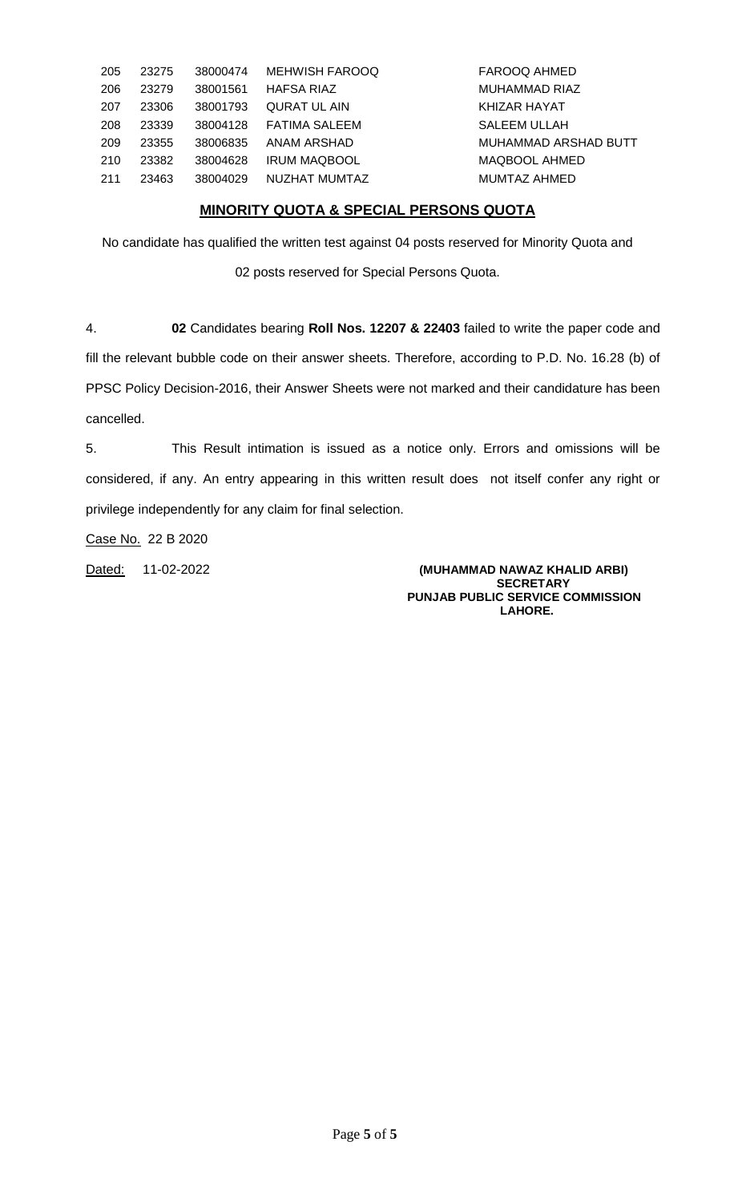| | | | | |
|---|---|---|---|---|
| 205 | 23275 | 38000474 | MEHWISH FAROOQ | FAROOQ AHMED |
| 206 | 23279 | 38001561 | HAFSA RIAZ | MUHAMMAD RIAZ |
| 207 | 23306 | 38001793 | QURAT UL AIN | KHIZAR HAYAT |
| 208 | 23339 | 38004128 | FATIMA SALEEM | SALEEM ULLAH |
| 209 | 23355 | 38006835 | ANAM ARSHAD | MUHAMMAD ARSHAD BUTT |
| 210 | 23382 | 38004628 | IRUM MAQBOOL | MAQBOOL AHMED |
| 211 | 23463 | 38004029 | NUZHAT MUMTAZ | MUMTAZ AHMED |

## MINORITY QUOTA & SPECIAL PERSONS QUOTA

No candidate has qualified the written test against 04 posts reserved for Minority Quota and 02 posts reserved for Special Persons Quota.

4. **02** Candidates bearing **Roll Nos. 12207 & 22403** failed to write the paper code and fill the relevant bubble code on their answer sheets. Therefore, according to P.D. No. 16.28 (b) of PPSC Policy Decision-2016, their Answer Sheets were not marked and their candidature has been cancelled.

5. This Result intimation is issued as a notice only. Errors and omissions will be considered, if any. An entry appearing in this written result does not itself confer any right or privilege independently for any claim for final selection.

Case No. 22 B 2020

Dated: 11-02-2022

**(MUHAMMAD NAWAZ KHALID ARBI)**
**SECRETARY**
**PUNJAB PUBLIC SERVICE COMMISSION**
**LAHORE.**